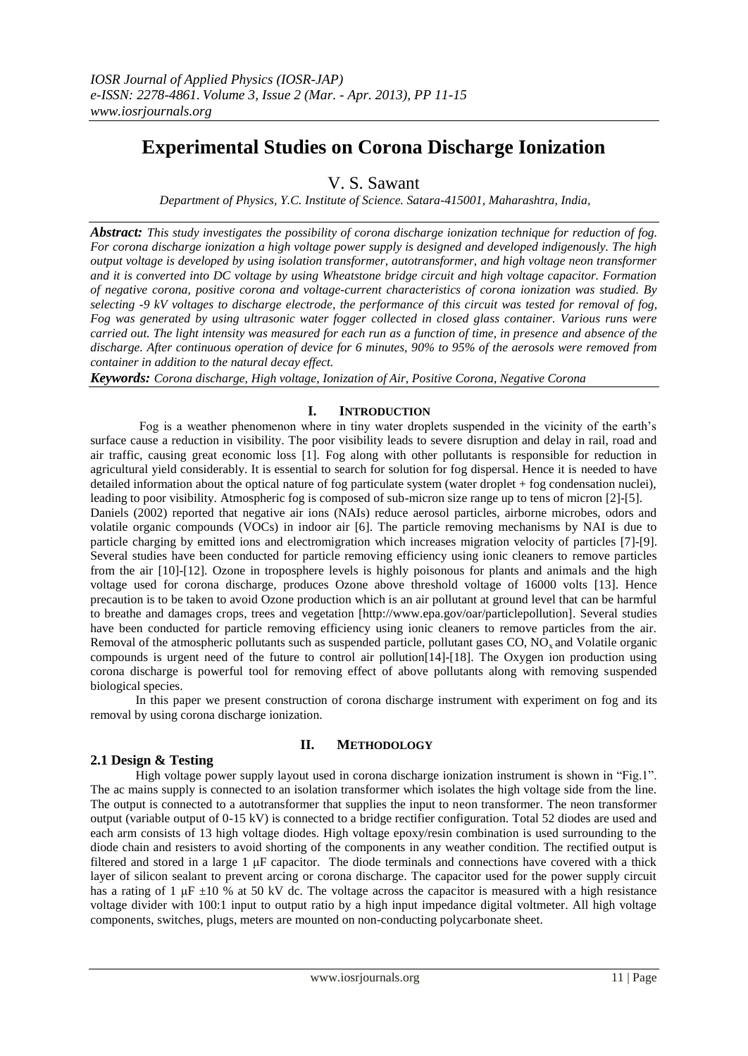# Experimental Studies on Corona Discharge Ionization

V. S. Sawant

*Department of Physics, Y.C. Institute of Science. Satara-415001, Maharashtra, India,*

***Abstract:*** *This study investigates the possibility of corona discharge ionization technique for reduction of fog. For corona discharge ionization a high voltage power supply is designed and developed indigenously. The high output voltage is developed by using isolation transformer, autotransformer, and high voltage neon transformer and it is converted into DC voltage by using Wheatstone bridge circuit and high voltage capacitor. Formation of negative corona, positive corona and voltage-current characteristics of corona ionization was studied. By selecting -9 kV voltages to discharge electrode, the performance of this circuit was tested for removal of fog, Fog was generated by using ultrasonic water fogger collected in closed glass container. Various runs were carried out. The light intensity was measured for each run as a function of time, in presence and absence of the discharge. After continuous operation of device for 6 minutes, 90% to 95% of the aerosols were removed from container in addition to the natural decay effect.*

***Keywords:*** *Corona discharge, High voltage, Ionization of Air, Positive Corona, Negative Corona*

## I. Introduction

Fog is a weather phenomenon where in tiny water droplets suspended in the vicinity of the earth's surface cause a reduction in visibility. The poor visibility leads to severe disruption and delay in rail, road and air traffic, causing great economic loss [1]. Fog along with other pollutants is responsible for reduction in agricultural yield considerably. It is essential to search for solution for fog dispersal. Hence it is needed to have detailed information about the optical nature of fog particulate system (water droplet + fog condensation nuclei), leading to poor visibility. Atmospheric fog is composed of sub-micron size range up to tens of micron [2]-[5].

Daniels (2002) reported that negative air ions (NAIs) reduce aerosol particles, airborne microbes, odors and volatile organic compounds (VOCs) in indoor air [6]. The particle removing mechanisms by NAI is due to particle charging by emitted ions and electromigration which increases migration velocity of particles [7]-[9]. Several studies have been conducted for particle removing efficiency using ionic cleaners to remove particles from the air [10]-[12]. Ozone in troposphere levels is highly poisonous for plants and animals and the high voltage used for corona discharge, produces Ozone above threshold voltage of 16000 volts [13]. Hence precaution is to be taken to avoid Ozone production which is an air pollutant at ground level that can be harmful to breathe and damages crops, trees and vegetation [http://www.epa.gov/oar/particlepollution]. Several studies have been conducted for particle removing efficiency using ionic cleaners to remove particles from the air. Removal of the atmospheric pollutants such as suspended particle, pollutant gases CO, $NO_x$ and Volatile organic compounds is urgent need of the future to control air pollution[14]-[18]. The Oxygen ion production using corona discharge is powerful tool for removing effect of above pollutants along with removing suspended biological species.

In this paper we present construction of corona discharge instrument with experiment on fog and its removal by using corona discharge ionization.

## II. Methodology

### 2.1 Design & Testing

High voltage power supply layout used in corona discharge ionization instrument is shown in "Fig.1". The ac mains supply is connected to an isolation transformer which isolates the high voltage side from the line. The output is connected to a autotransformer that supplies the input to neon transformer. The neon transformer output (variable output of 0-15 kV) is connected to a bridge rectifier configuration. Total 52 diodes are used and each arm consists of 13 high voltage diodes. High voltage epoxy/resin combination is used surrounding to the diode chain and resisters to avoid shorting of the components in any weather condition. The rectified output is filtered and stored in a large 1 μF capacitor. The diode terminals and connections have covered with a thick layer of silicon sealant to prevent arcing or corona discharge. The capacitor used for the power supply circuit has a rating of 1 μF ±10 % at 50 kV dc. The voltage across the capacitor is measured with a high resistance voltage divider with 100:1 input to output ratio by a high input impedance digital voltmeter. All high voltage components, switches, plugs, meters are mounted on non-conducting polycarbonate sheet.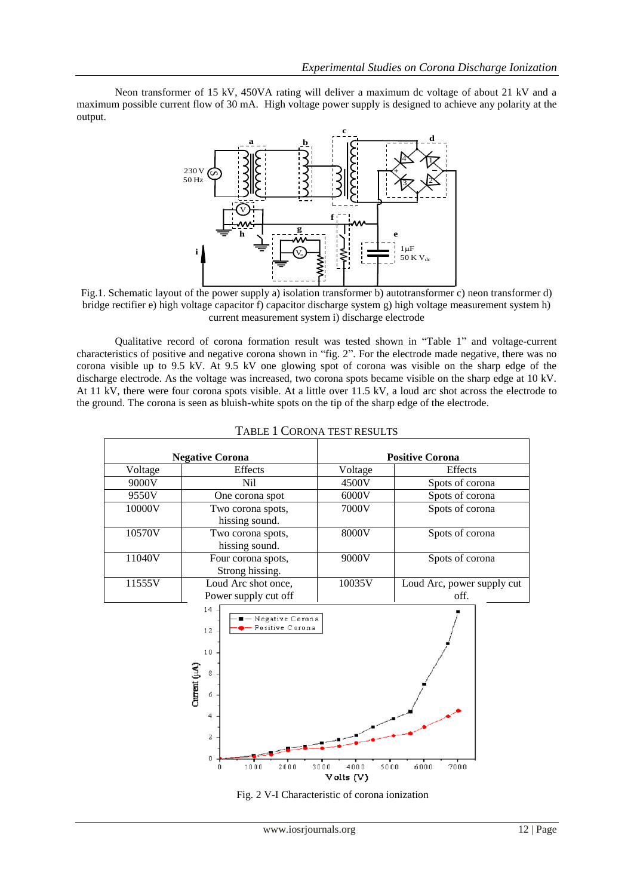Neon transformer of 15 kV, 450VA rating will deliver a maximum dc voltage of about 21 kV and a maximum possible current flow of 30 mA. High voltage power supply is designed to achieve any polarity at the output.

Fig.1. Schematic layout of the power supply a) isolation transformer b) autotransformer c) neon transformer d) bridge rectifier e) high voltage capacitor f) capacitor discharge system g) high voltage measurement system h) current measurement system i) discharge electrode

Qualitative record of corona formation result was tested shown in "Table 1" and voltage-current characteristics of positive and negative corona shown in "fig. 2". For the electrode made negative, there was no corona visible up to 9.5 kV. At 9.5 kV one glowing spot of corona was visible on the sharp edge of the discharge electrode. As the voltage was increased, two corona spots became visible on the sharp edge at 10 kV. At 11 kV, there were four corona spots visible. At a little over 11.5 kV, a loud arc shot across the electrode to the ground. The corona is seen as bluish-white spots on the tip of the sharp edge of the electrode.

TABLE 1 CORONA TEST RESULTS

| Negative Corona | | Positive Corona | |
|---|---|---|---|
| Voltage | Effects | Voltage | Effects |
| 9000V | Nil | 4500V | Spots of corona |
| 9550V | One corona spot | 6000V | Spots of corona |
| 10000V | Two corona spots, hissing sound. | 7000V | Spots of corona |
| 10570V | Two corona spots, hissing sound. | 8000V | Spots of corona |
| 11040V | Four corona spots, Strong hissing. | 9000V | Spots of corona |
| 11555V | Loud Arc shot once, Power supply cut off | 10035V | Loud Arc, power supply cut off. |

Fig. 2 V-I Characteristic of corona ionization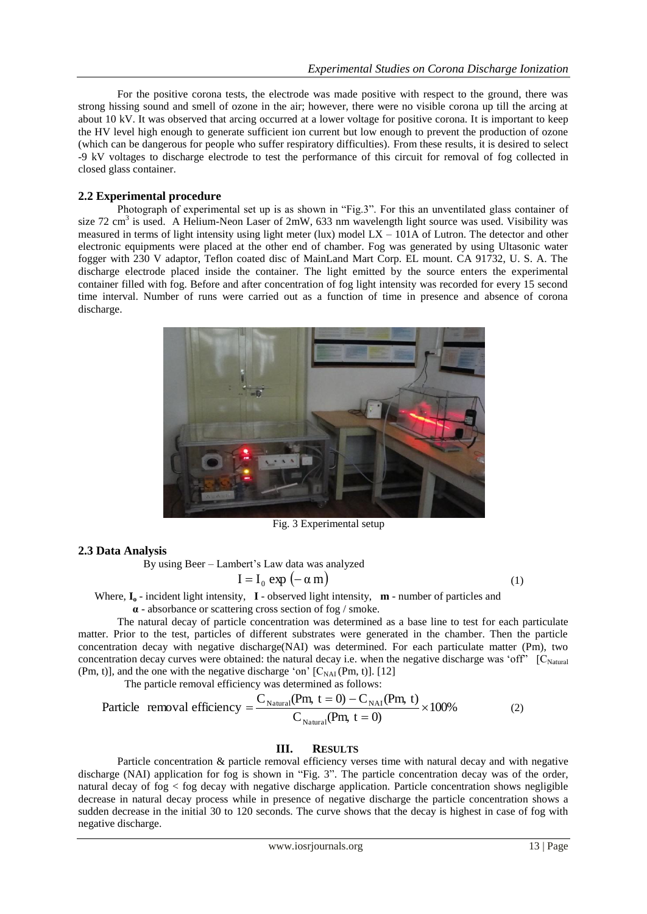For the positive corona tests, the electrode was made positive with respect to the ground, there was strong hissing sound and smell of ozone in the air; however, there were no visible corona up till the arcing at about 10 kV. It was observed that arcing occurred at a lower voltage for positive corona. It is important to keep the HV level high enough to generate sufficient ion current but low enough to prevent the production of ozone (which can be dangerous for people who suffer respiratory difficulties). From these results, it is desired to select -9 kV voltages to discharge electrode to test the performance of this circuit for removal of fog collected in closed glass container.

### 2.2 Experimental procedure

Photograph of experimental set up is as shown in "Fig.3". For this an unventilated glass container of size 72 $cm^3$ is used. A Helium-Neon Laser of 2mW, 633 nm wavelength light source was used. Visibility was measured in terms of light intensity using light meter (lux) model LX – 101A of Lutron. The detector and other electronic equipments were placed at the other end of chamber. Fog was generated by using Ultasonic water fogger with 230 V adaptor, Teflon coated disc of MainLand Mart Corp. EL mount. CA 91732, U. S. A. The discharge electrode placed inside the container. The light emitted by the source enters the experimental container filled with fog. Before and after concentration of fog light intensity was recorded for every 15 second time interval. Number of runs were carried out as a function of time in presence and absence of corona discharge.

Fig. 3 Experimental setup

### 2.3 Data Analysis

By using Beer – Lambert's Law data was analyzed

$$I = I_0 \exp\left(-\alpha\, m\right) \tag{1}$$

Where, $I_o$ - incident light intensity, **I** - observed light intensity, **m** - number of particles and **α** - absorbance or scattering cross section of fog / smoke.

The natural decay of particle concentration was determined as a base line to test for each particulate matter. Prior to the test, particles of different substrates were generated in the chamber. Then the particle concentration decay with negative discharge(NAI) was determined. For each particulate matter (Pm), two concentration decay curves were obtained: the natural decay i.e. when the negative discharge was 'off' [$C_{Natural}$ (Pm, t)], and the one with the negative discharge 'on' [$C_{NAI}$ (Pm, t)]. [12]

The particle removal efficiency was determined as follows:

$$\text{Particle removal efficiency} = \frac{C_{Natural}(Pm,\ t=0) - C_{NAI}(Pm,\ t)}{C_{Natural}(Pm,\ t=0)} \times 100\% \tag{2}$$

## III. RESULTS

Particle concentration & particle removal efficiency verses time with natural decay and with negative discharge (NAI) application for fog is shown in "Fig. 3". The particle concentration decay was of the order, natural decay of fog < fog decay with negative discharge application. Particle concentration shows negligible decrease in natural decay process while in presence of negative discharge the particle concentration shows a sudden decrease in the initial 30 to 120 seconds. The curve shows that the decay is highest in case of fog with negative discharge.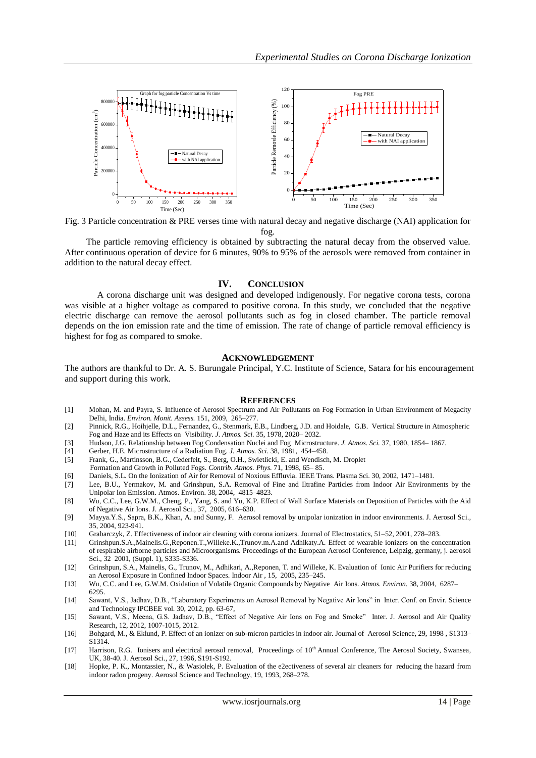Fig. 3 Particle concentration & PRE verses time with natural decay and negative discharge (NAI) application for fog.

The particle removing efficiency is obtained by subtracting the natural decay from the observed value. After continuous operation of device for 6 minutes, 90% to 95% of the aerosols were removed from container in addition to the natural decay effect.

## IV. CONCLUSION

A corona discharge unit was designed and developed indigenously. For negative corona tests, corona was visible at a higher voltage as compared to positive corona. In this study, we concluded that the negative electric discharge can remove the aerosol pollutants such as fog in closed chamber. The particle removal depends on the ion emission rate and the time of emission. The rate of change of particle removal efficiency is highest for fog as compared to smoke.

## ACKNOWLEDGEMENT

The authors are thankful to Dr. A. S. Burungale Principal, Y.C. Institute of Science, Satara for his encouragement and support during this work.

## REFERENCES

[1] Mohan, M. and Payra, S. Influence of Aerosol Spectrum and Air Pollutants on Fog Formation in Urban Environment of Megacity Delhi, India. *Environ. Monit. Assess.* 151, 2009, 265–277.

[2] Pinnick, R.G., Hoihjelle, D.L., Fernandez, G., Stenmark, E.B., Lindberg, J.D. and Hoidale, G.B. Vertical Structure in Atmospheric Fog and Haze and its Effects on Visibility. *J. Atmos. Sci.* 35, 1978, 2020– 2032.

[3] Hudson, J.G. Relationship between Fog Condensation Nuclei and Fog Microstructure. *J. Atmos. Sci.* 37, 1980, 1854– 1867.

[4] Gerber, H.E. Microstructure of a Radiation Fog. *J. Atmos. Sci.* 38, 1981, 454–458.

[5] Frank, G., Martinsson, B.G., Cederfelt, S., Berg, O.H., Swietlicki, E. and Wendisch, M. Droplet Formation and Growth in Polluted Fogs. *Contrib. Atmos. Phys.* 71, 1998, 65– 85.

[6] Daniels, S.L. On the Ionization of Air for Removal of Noxious Effluvia. IEEE Trans. Plasma Sci. 30, 2002, 1471–1481.

[7] Lee, B.U., Yermakov, M. and Grinshpun, S.A. Removal of Fine and Iltrafine Particles from Indoor Air Environments by the Unipolar Ion Emission. Atmos. Environ. 38, 2004, 4815–4823.

[8] Wu, C.C., Lee, G.W.M., Cheng, P., Yang, S. and Yu, K.P. Effect of Wall Surface Materials on Deposition of Particles with the Aid of Negative Air Ions. J. Aerosol Sci., 37, 2005, 616–630.

[9] Mayya.Y.S., Sapra, B.K., Khan, A. and Sunny, F. Aerosol removal by unipolar ionization in indoor environments. J. Aerosol Sci., 35, 2004, 923-941.

[10] Grabarczyk, Z. Effectiveness of indoor air cleaning with corona ionizers. Journal of Electrostatics, 51–52, 2001, 278–283.

[11] Grinshpun.S.A.,Mainelis.G.,Reponen.T.,Willeke.K.,Trunov.m.A.and Adhikaty.A. Effect of wearable ionizers on the concentration of respirable airborne particles and Microorganisms. Proceedings of the European Aerosol Conference, Leipzig, germany, j. aerosol Sci., 32 2001, (Suppl. 1), S335-S336.

[12] Grinshpun, S.A., Mainelis, G., Trunov, M., Adhikari, A.,Reponen, T. and Willeke, K. Evaluation of Ionic Air Purifiers for reducing an Aerosol Exposure in Confined Indoor Spaces. Indoor Air , 15, 2005, 235–245.

[13] Wu, C.C. and Lee, G.W.M. Oxidation of Volatile Organic Compounds by Negative Air Ions. *Atmos. Environ.* 38, 2004, 6287– 6295.

[14] Sawant, V.S., Jadhav, D.B., "Laboratory Experiments on Aerosol Removal by Negative Air Ions" in Inter. Conf. on Envir. Science and Technology IPCBEE vol. 30, 2012, pp. 63-67,

[15] Sawant, V.S., Meena, G.S. Jadhav, D.B., "Effect of Negative Air Ions on Fog and Smoke" Inter. J. Aerosol and Air Quality Research, 12, 2012, 1007-1015, 2012.

[16] Bohgard, M., & Eklund, P. Effect of an ionizer on sub-micron particles in indoor air. Journal of Aerosol Science, 29, 1998 , S1313–S1314.

[17] Harrison, R.G. Ionisers and electrical aerosol removal, Proceedings of 10th Annual Conference, The Aerosol Society, Swansea, UK, 38-40. J. Aerosol Sci., 27, 1996, S191-S192.

[18] Hopke, P. K., Montassier, N., & Wasiolek, P. Evaluation of the e2ectiveness of several air cleaners for reducing the hazard from indoor radon progeny. Aerosol Science and Technology, 19, 1993, 268–278.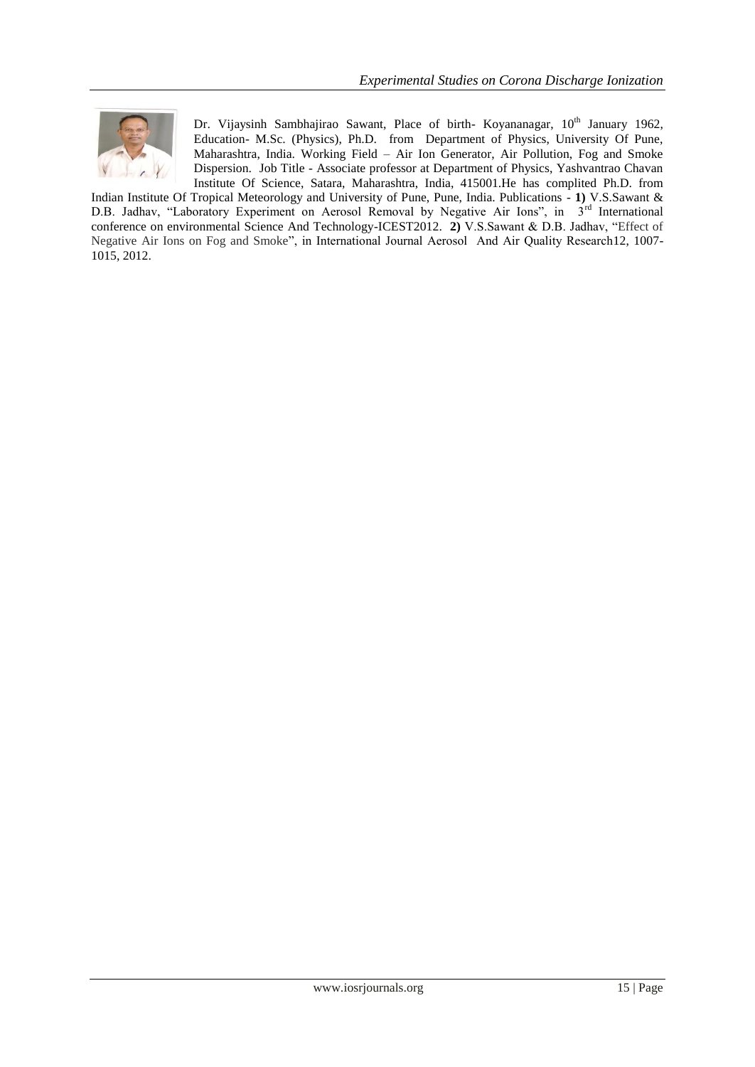Dr. Vijaysinh Sambhajirao Sawant, Place of birth- Koyananagar, $10^{th}$ January 1962, Education- M.Sc. (Physics), Ph.D. from Department of Physics, University Of Pune, Maharashtra, India. Working Field – Air Ion Generator, Air Pollution, Fog and Smoke Dispersion. Job Title - Associate professor at Department of Physics, Yashvantrao Chavan Institute Of Science, Satara, Maharashtra, India, 415001.He has complited Ph.D. from Indian Institute Of Tropical Meteorology and University of Pune, Pune, India. Publications - **1)** V.S.Sawant & D.B. Jadhav, "Laboratory Experiment on Aerosol Removal by Negative Air Ions", in $3^{rd}$ International conference on environmental Science And Technology-ICEST2012. **2)** V.S.Sawant & D.B. Jadhav, "Effect of Negative Air Ions on Fog and Smoke", in International Journal Aerosol And Air Quality Research12, 1007-1015, 2012.